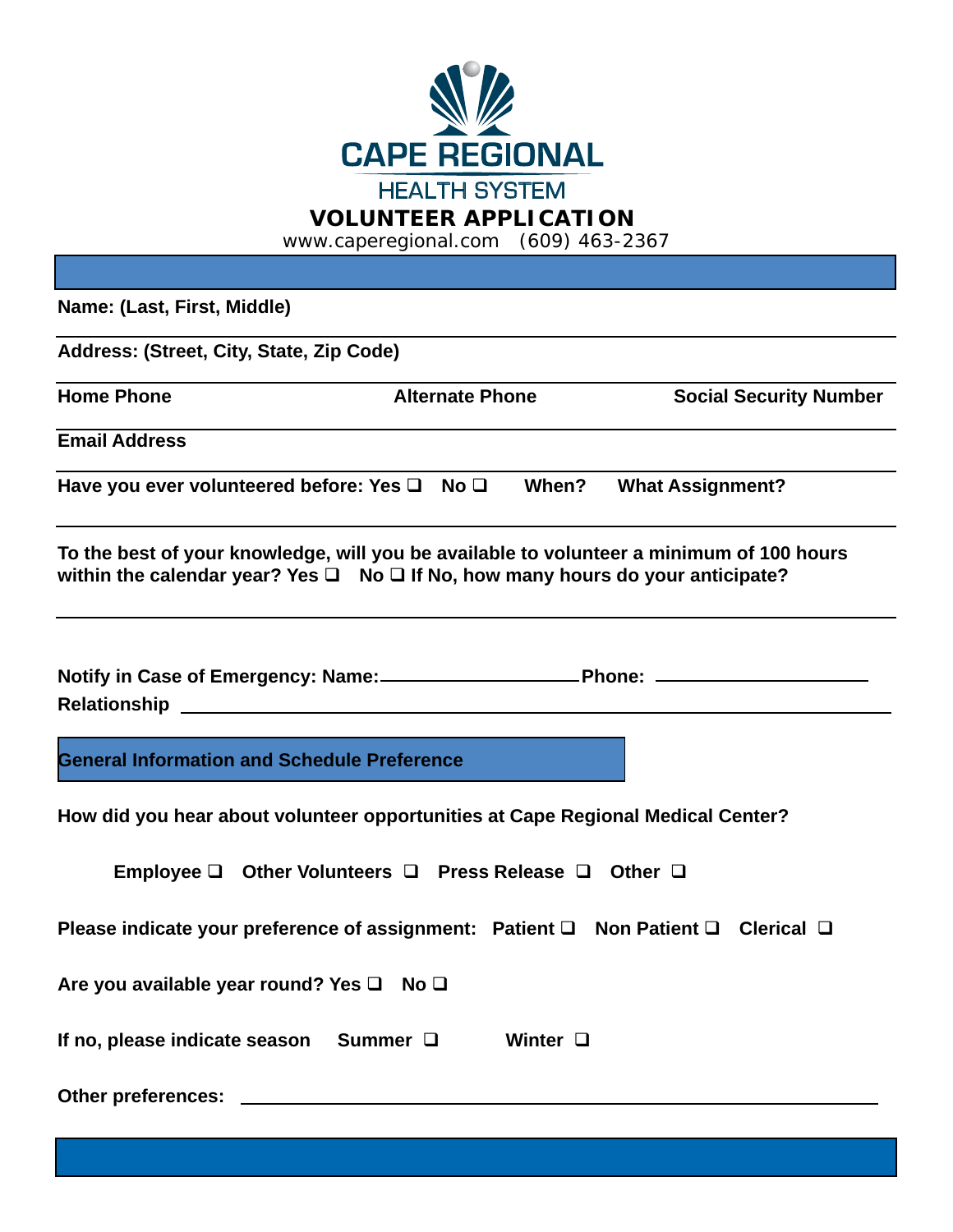# CAPE REGIONAL

HEALTH SYSTEM

## VOLUNTEER APPLICATION

www.caperegional.com (609) 463-2367

**Name: (Last, First, Middle)**

**Address: (Street, City, State, Zip Code)**

**Home Phone** **Alternate Phone** **Social Security Number**

**Email Address**

**Have you ever volunteered before: Yes ❑ No ❑ When? What Assignment?**

**To the best of your knowledge, will you be available to volunteer a minimum of 100 hours within the calendar year? Yes ❑ No ❑ If No, how many hours do your anticipate?**

**Notify in Case of Emergency: Name:\_\_\_\_\_\_\_\_\_\_\_\_\_\_\_\_\_\_\_\_ Phone: \_\_\_\_\_\_\_\_\_\_\_\_\_\_\_\_\_\_\_\_**

**Relationship \_\_\_\_\_\_\_\_\_\_\_\_\_\_\_\_\_\_\_\_\_\_\_\_\_\_\_\_\_\_\_\_\_\_\_\_\_\_\_\_\_\_\_\_\_\_\_\_\_\_\_\_\_\_\_\_**

## General Information and Schedule Preference

**How did you hear about volunteer opportunities at Cape Regional Medical Center?**

**Employee ❑ Other Volunteers ❑ Press Release ❑ Other ❑**

**Please indicate your preference of assignment: Patient ❑ Non Patient ❑ Clerical ❑**

**Are you available year round? Yes ❑ No ❑**

**If no, please indicate season Summer ❑ Winter ❑**

**Other preferences: \_\_\_\_\_\_\_\_\_\_\_\_\_\_\_\_\_\_\_\_\_\_\_\_\_\_\_\_\_\_\_\_\_\_\_\_\_\_\_\_\_\_\_\_\_\_\_\_\_\_\_\_\_\_\_\_**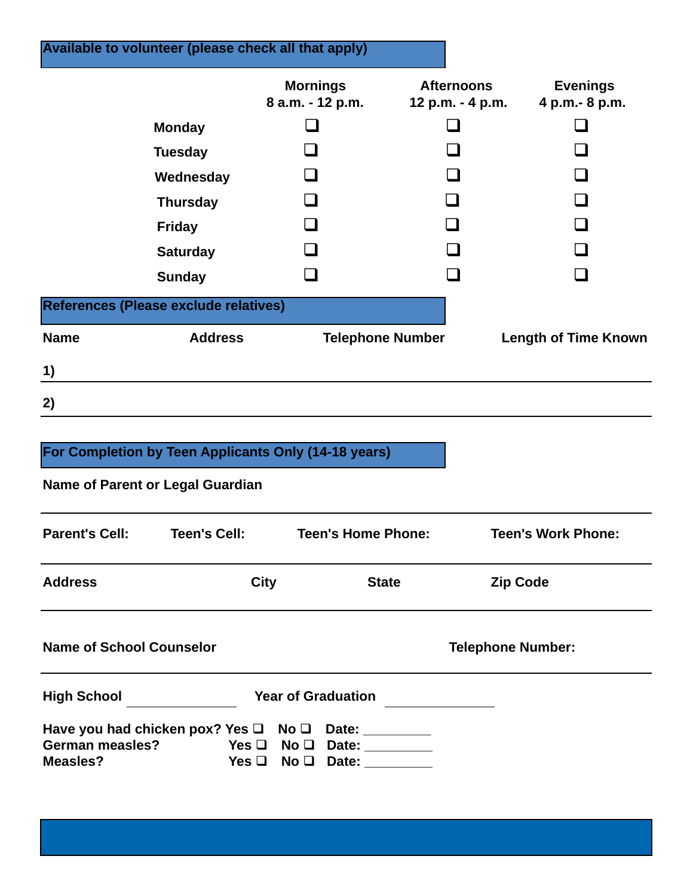## Available to volunteer (please check all that apply)

| | Mornings 8 a.m. - 12 p.m. | Afternoons 12 p.m. - 4 p.m. | Evenings 4 p.m.- 8 p.m. |
|---|---|---|---|
| Monday | ❑ | ❑ | ❑ |
| Tuesday | ❑ | ❑ | ❑ |
| Wednesday | ❑ | ❑ | ❑ |
| Thursday | ❑ | ❑ | ❑ |
| Friday | ❑ | ❑ | ❑ |
| Saturday | ❑ | ❑ | ❑ |
| Sunday | ❑ | ❑ | ❑ |

## References (Please exclude relatives)

| Name | Address | Telephone Number | Length of Time Known |
|---|---|---|---|
| 1) | | | |
| 2) | | | |

## For Completion by Teen Applicants Only (14-18 years)

**Name of Parent or Legal Guardian**

**Parent's Cell:** **Teen's Cell:** **Teen's Home Phone:** **Teen's Work Phone:**

**Address** **City** **State** **Zip Code**

**Name of School Counselor** **Telephone Number:**

**High School** ____________ **Year of Graduation** ____________

**Have you had chicken pox?** Yes ❑ No ❑ Date: _________
**German measles?** Yes ❑ No ❑ Date: _________
**Measles?** Yes ❑ No ❑ Date: _________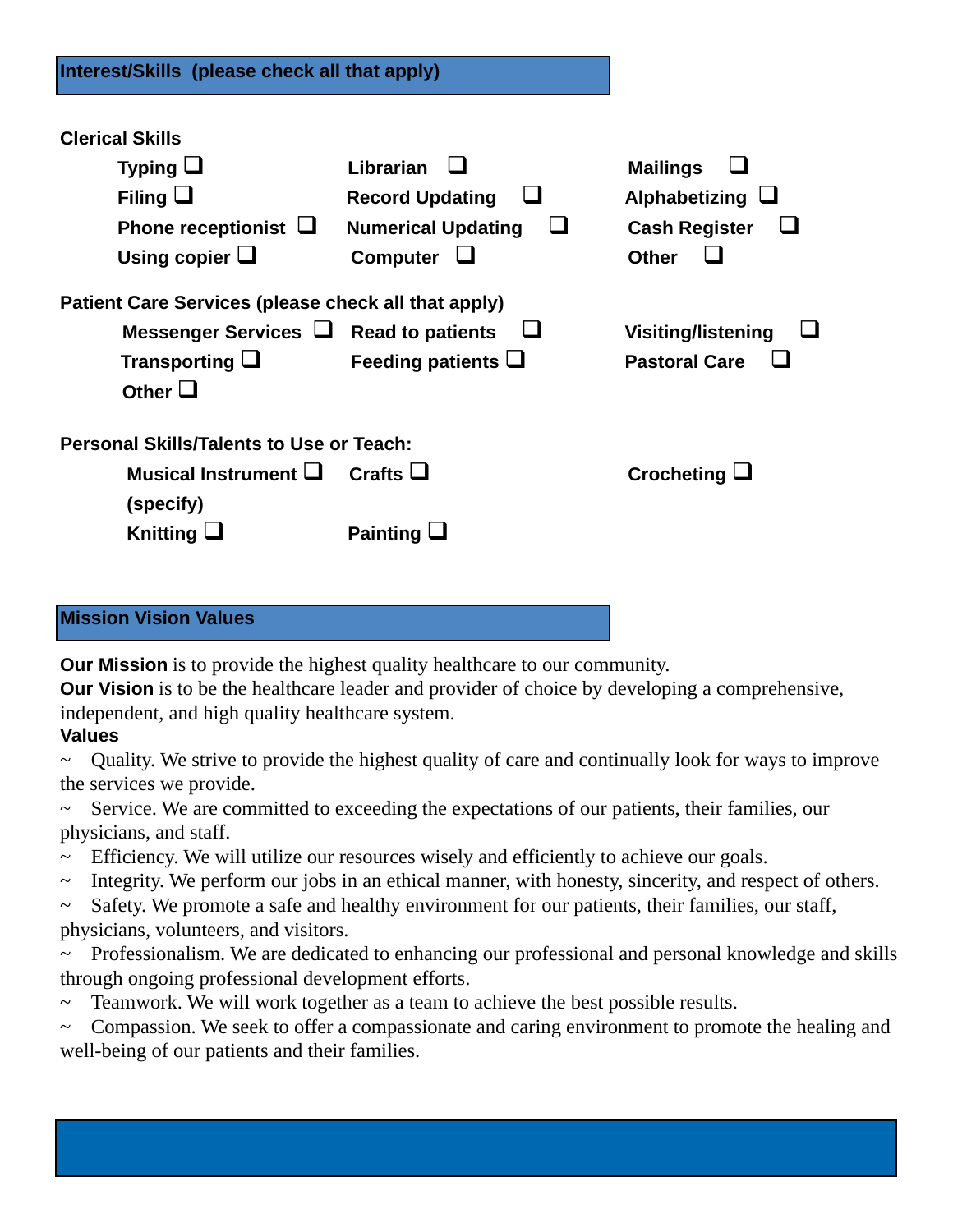## Interest/Skills (please check all that apply)

**Clerical Skills**

- Typing ☐
- Filing ☐
- Phone receptionist ☐
- Using copier ☐
- Librarian ☐
- Record Updating ☐
- Numerical Updating ☐
- Computer ☐
- Mailings ☐
- Alphabetizing ☐
- Cash Register ☐
- Other ☐

**Patient Care Services (please check all that apply)**

- Messenger Services ☐
- Transporting ☐
- Other ☐
- Read to patients ☐
- Feeding patients ☐
- Visiting/listening ☐
- Pastoral Care ☐

**Personal Skills/Talents to Use or Teach:**

- Musical Instrument ☐ (specify)
- Knitting ☐
- Crafts ☐
- Painting ☐
- Crocheting ☐

## Mission Vision Values

**Our Mission** is to provide the highest quality healthcare to our community.

**Our Vision** is to be the healthcare leader and provider of choice by developing a comprehensive, independent, and high quality healthcare system.

**Values**

~ Quality. We strive to provide the highest quality of care and continually look for ways to improve the services we provide.

~ Service. We are committed to exceeding the expectations of our patients, their families, our physicians, and staff.

~ Efficiency. We will utilize our resources wisely and efficiently to achieve our goals.

~ Integrity. We perform our jobs in an ethical manner, with honesty, sincerity, and respect of others.

~ Safety. We promote a safe and healthy environment for our patients, their families, our staff, physicians, volunteers, and visitors.

~ Professionalism. We are dedicated to enhancing our professional and personal knowledge and skills through ongoing professional development efforts.

~ Teamwork. We will work together as a team to achieve the best possible results.

~ Compassion. We seek to offer a compassionate and caring environment to promote the healing and well-being of our patients and their families.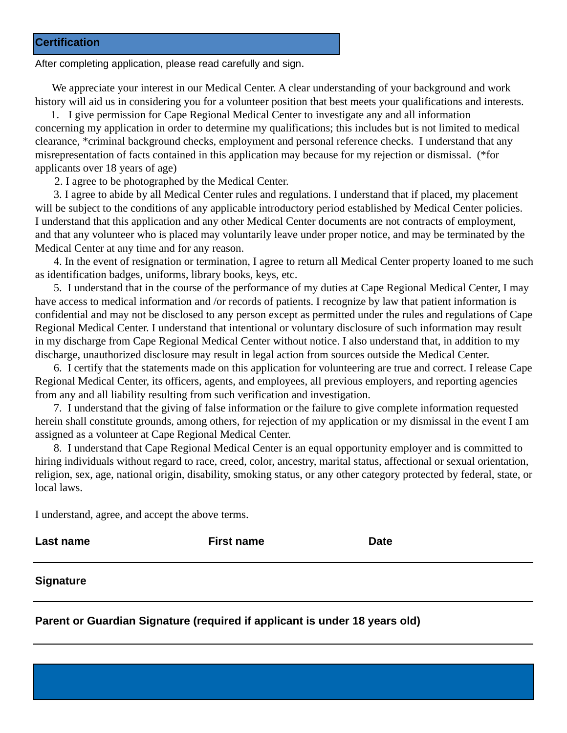## Certification

After completing application, please read carefully and sign.

We appreciate your interest in our Medical Center. A clear understanding of your background and work history will aid us in considering you for a volunteer position that best meets your qualifications and interests.

1. I give permission for Cape Regional Medical Center to investigate any and all information concerning my application in order to determine my qualifications; this includes but is not limited to medical clearance, *criminal background checks, employment and personal reference checks. I understand that any misrepresentation of facts contained in this application may because for my rejection or dismissal. (*for applicants over 18 years of age)

2. I agree to be photographed by the Medical Center.

3. I agree to abide by all Medical Center rules and regulations. I understand that if placed, my placement will be subject to the conditions of any applicable introductory period established by Medical Center policies. I understand that this application and any other Medical Center documents are not contracts of employment, and that any volunteer who is placed may voluntarily leave under proper notice, and may be terminated by the Medical Center at any time and for any reason.

4. In the event of resignation or termination, I agree to return all Medical Center property loaned to me such as identification badges, uniforms, library books, keys, etc.

5. I understand that in the course of the performance of my duties at Cape Regional Medical Center, I may have access to medical information and /or records of patients. I recognize by law that patient information is confidential and may not be disclosed to any person except as permitted under the rules and regulations of Cape Regional Medical Center. I understand that intentional or voluntary disclosure of such information may result in my discharge from Cape Regional Medical Center without notice. I also understand that, in addition to my discharge, unauthorized disclosure may result in legal action from sources outside the Medical Center.

6. I certify that the statements made on this application for volunteering are true and correct. I release Cape Regional Medical Center, its officers, agents, and employees, all previous employers, and reporting agencies from any and all liability resulting from such verification and investigation.

7. I understand that the giving of false information or the failure to give complete information requested herein shall constitute grounds, among others, for rejection of my application or my dismissal in the event I am assigned as a volunteer at Cape Regional Medical Center.

8. I understand that Cape Regional Medical Center is an equal opportunity employer and is committed to hiring individuals without regard to race, creed, color, ancestry, marital status, affectional or sexual orientation, religion, sex, age, national origin, disability, smoking status, or any other category protected by federal, state, or local laws.

I understand, agree, and accept the above terms.

| Last name | First name | Date |
| --- | --- | --- |
| | | |

**Signature**

______________________________

**Parent or Guardian Signature (required if applicant is under 18 years old)**

______________________________